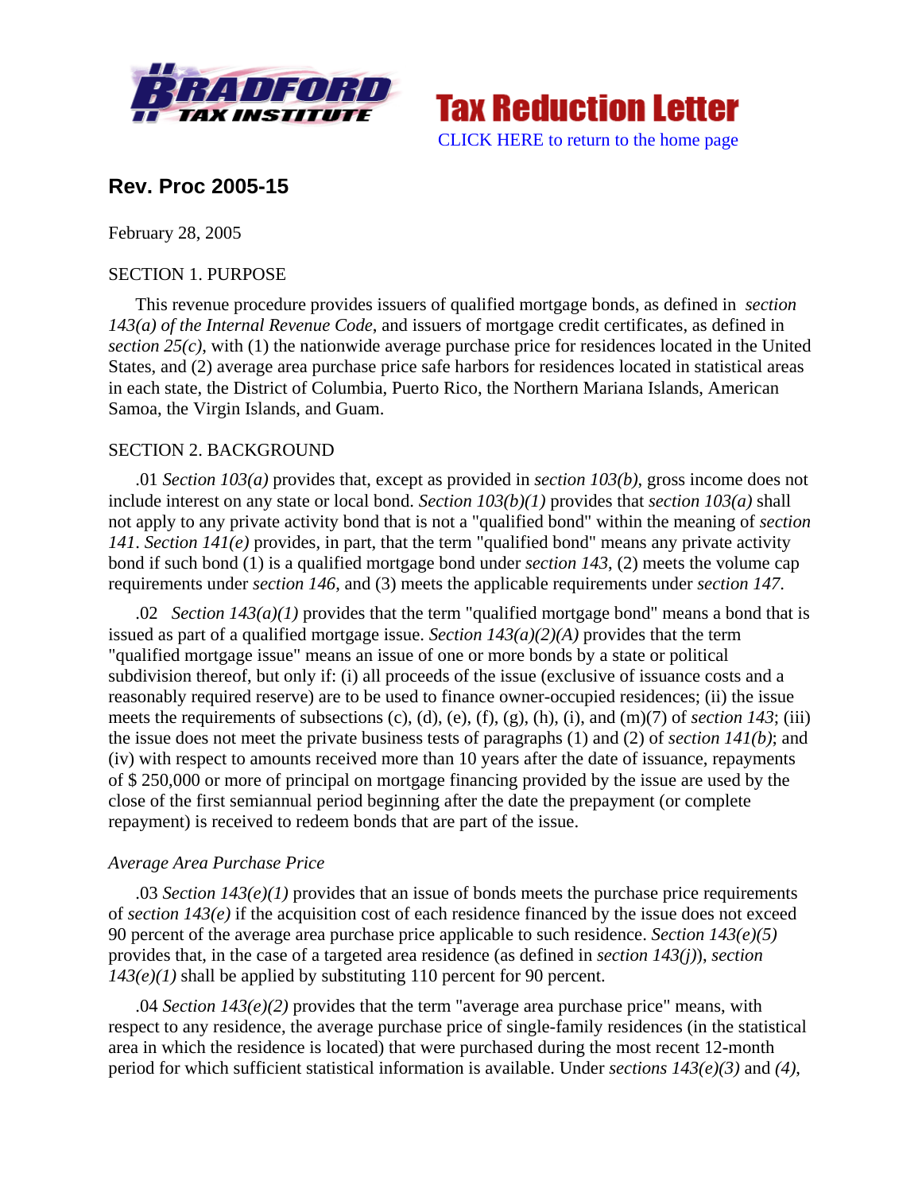Tax Reduction Letter

CLICK HERE to return to the home page

## Rev. Proc 2005-15

February 28, 2005

SECTION 1. PURPOSE

This revenue procedure provides issuers of qualified mortgage bonds, as defined in *section 143(a) of the Internal Revenue Code*, and issuers of mortgage credit certificates, as defined in *section 25(c)*, with (1) the nationwide average purchase price for residences located in the United States, and (2) average area purchase price safe harbors for residences located in statistical areas in each state, the District of Columbia, Puerto Rico, the Northern Mariana Islands, American Samoa, the Virgin Islands, and Guam.

SECTION 2. BACKGROUND

.01 *Section 103(a)* provides that, except as provided in *section 103(b)*, gross income does not include interest on any state or local bond. *Section 103(b)(1)* provides that *section 103(a)* shall not apply to any private activity bond that is not a "qualified bond" within the meaning of *section 141*. *Section 141(e)* provides, in part, that the term "qualified bond" means any private activity bond if such bond (1) is a qualified mortgage bond under *section 143*, (2) meets the volume cap requirements under *section 146*, and (3) meets the applicable requirements under *section 147*.

.02 *Section 143(a)(1)* provides that the term "qualified mortgage bond" means a bond that is issued as part of a qualified mortgage issue. *Section 143(a)(2)(A)* provides that the term "qualified mortgage issue" means an issue of one or more bonds by a state or political subdivision thereof, but only if: (i) all proceeds of the issue (exclusive of issuance costs and a reasonably required reserve) are to be used to finance owner-occupied residences; (ii) the issue meets the requirements of subsections (c), (d), (e), (f), (g), (h), (i), and (m)(7) of *section 143*; (iii) the issue does not meet the private business tests of paragraphs (1) and (2) of *section 141(b)*; and (iv) with respect to amounts received more than 10 years after the date of issuance, repayments of $ 250,000 or more of principal on mortgage financing provided by the issue are used by the close of the first semiannual period beginning after the date the prepayment (or complete repayment) is received to redeem bonds that are part of the issue.

*Average Area Purchase Price*

.03 *Section 143(e)(1)* provides that an issue of bonds meets the purchase price requirements of *section 143(e)* if the acquisition cost of each residence financed by the issue does not exceed 90 percent of the average area purchase price applicable to such residence. *Section 143(e)(5)* provides that, in the case of a targeted area residence (as defined in *section 143(j)*), *section 143(e)(1)* shall be applied by substituting 110 percent for 90 percent.

.04 *Section 143(e)(2)* provides that the term "average area purchase price" means, with respect to any residence, the average purchase price of single-family residences (in the statistical area in which the residence is located) that were purchased during the most recent 12-month period for which sufficient statistical information is available. Under *sections 143(e)(3)* and *(4)*,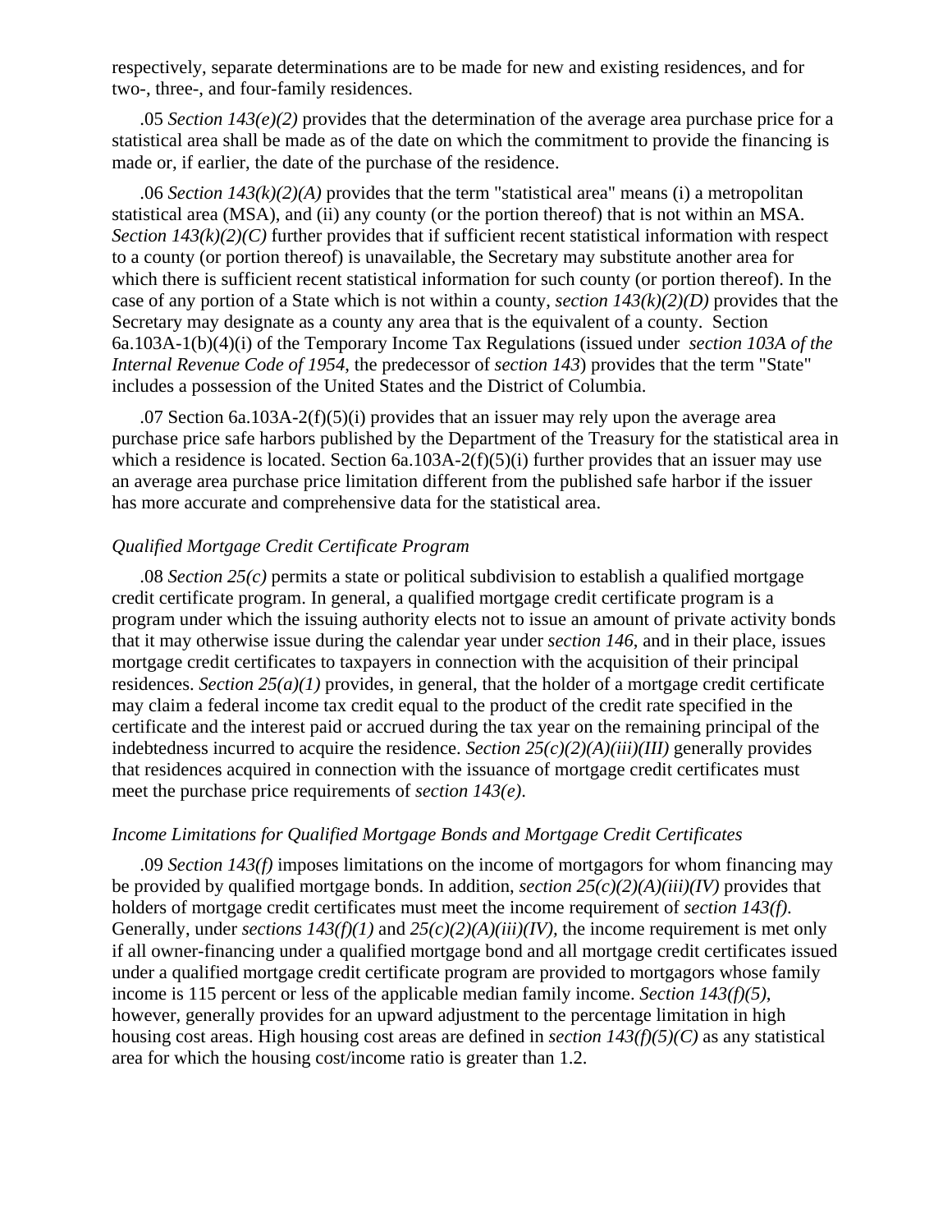respectively, separate determinations are to be made for new and existing residences, and for two-, three-, and four-family residences.

.05 *Section 143(e)(2)* provides that the determination of the average area purchase price for a statistical area shall be made as of the date on which the commitment to provide the financing is made or, if earlier, the date of the purchase of the residence.

.06 *Section 143(k)(2)(A)* provides that the term "statistical area" means (i) a metropolitan statistical area (MSA), and (ii) any county (or the portion thereof) that is not within an MSA. *Section 143(k)(2)(C)* further provides that if sufficient recent statistical information with respect to a county (or portion thereof) is unavailable, the Secretary may substitute another area for which there is sufficient recent statistical information for such county (or portion thereof). In the case of any portion of a State which is not within a county, *section 143(k)(2)(D)* provides that the Secretary may designate as a county any area that is the equivalent of a county. Section 6a.103A-1(b)(4)(i) of the Temporary Income Tax Regulations (issued under *section 103A of the Internal Revenue Code of 1954*, the predecessor of *section 143*) provides that the term "State" includes a possession of the United States and the District of Columbia.

.07 Section 6a.103A-2(f)(5)(i) provides that an issuer may rely upon the average area purchase price safe harbors published by the Department of the Treasury for the statistical area in which a residence is located. Section 6a.103A-2(f)(5)(i) further provides that an issuer may use an average area purchase price limitation different from the published safe harbor if the issuer has more accurate and comprehensive data for the statistical area.

*Qualified Mortgage Credit Certificate Program*

.08 *Section 25(c)* permits a state or political subdivision to establish a qualified mortgage credit certificate program. In general, a qualified mortgage credit certificate program is a program under which the issuing authority elects not to issue an amount of private activity bonds that it may otherwise issue during the calendar year under *section 146*, and in their place, issues mortgage credit certificates to taxpayers in connection with the acquisition of their principal residences. *Section 25(a)(1)* provides, in general, that the holder of a mortgage credit certificate may claim a federal income tax credit equal to the product of the credit rate specified in the certificate and the interest paid or accrued during the tax year on the remaining principal of the indebtedness incurred to acquire the residence. *Section 25(c)(2)(A)(iii)(III)* generally provides that residences acquired in connection with the issuance of mortgage credit certificates must meet the purchase price requirements of *section 143(e)*.

*Income Limitations for Qualified Mortgage Bonds and Mortgage Credit Certificates*

.09 *Section 143(f)* imposes limitations on the income of mortgagors for whom financing may be provided by qualified mortgage bonds. In addition, *section 25(c)(2)(A)(iii)(IV)* provides that holders of mortgage credit certificates must meet the income requirement of *section 143(f)*. Generally, under *sections 143(f)(1)* and *25(c)(2)(A)(iii)(IV),* the income requirement is met only if all owner-financing under a qualified mortgage bond and all mortgage credit certificates issued under a qualified mortgage credit certificate program are provided to mortgagors whose family income is 115 percent or less of the applicable median family income. *Section 143(f)(5)*, however, generally provides for an upward adjustment to the percentage limitation in high housing cost areas. High housing cost areas are defined in *section 143(f)(5)(C)* as any statistical area for which the housing cost/income ratio is greater than 1.2.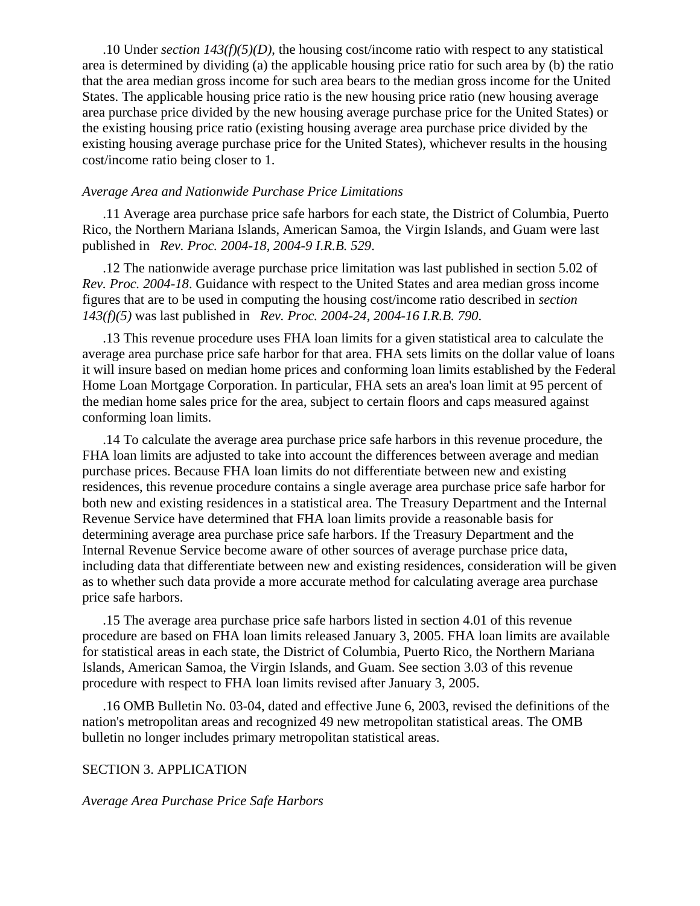.10 Under *section 143(f)(5)(D)*, the housing cost/income ratio with respect to any statistical area is determined by dividing (a) the applicable housing price ratio for such area by (b) the ratio that the area median gross income for such area bears to the median gross income for the United States. The applicable housing price ratio is the new housing price ratio (new housing average area purchase price divided by the new housing average purchase price for the United States) or the existing housing price ratio (existing housing average area purchase price divided by the existing housing average purchase price for the United States), whichever results in the housing cost/income ratio being closer to 1.

*Average Area and Nationwide Purchase Price Limitations*

.11 Average area purchase price safe harbors for each state, the District of Columbia, Puerto Rico, the Northern Mariana Islands, American Samoa, the Virgin Islands, and Guam were last published in *Rev. Proc. 2004-18, 2004-9 I.R.B. 529*.

.12 The nationwide average purchase price limitation was last published in section 5.02 of *Rev. Proc. 2004-18*. Guidance with respect to the United States and area median gross income figures that are to be used in computing the housing cost/income ratio described in *section 143(f)(5)* was last published in *Rev. Proc. 2004-24, 2004-16 I.R.B. 790*.

.13 This revenue procedure uses FHA loan limits for a given statistical area to calculate the average area purchase price safe harbor for that area. FHA sets limits on the dollar value of loans it will insure based on median home prices and conforming loan limits established by the Federal Home Loan Mortgage Corporation. In particular, FHA sets an area's loan limit at 95 percent of the median home sales price for the area, subject to certain floors and caps measured against conforming loan limits.

.14 To calculate the average area purchase price safe harbors in this revenue procedure, the FHA loan limits are adjusted to take into account the differences between average and median purchase prices. Because FHA loan limits do not differentiate between new and existing residences, this revenue procedure contains a single average area purchase price safe harbor for both new and existing residences in a statistical area. The Treasury Department and the Internal Revenue Service have determined that FHA loan limits provide a reasonable basis for determining average area purchase price safe harbors. If the Treasury Department and the Internal Revenue Service become aware of other sources of average purchase price data, including data that differentiate between new and existing residences, consideration will be given as to whether such data provide a more accurate method for calculating average area purchase price safe harbors.

.15 The average area purchase price safe harbors listed in section 4.01 of this revenue procedure are based on FHA loan limits released January 3, 2005. FHA loan limits are available for statistical areas in each state, the District of Columbia, Puerto Rico, the Northern Mariana Islands, American Samoa, the Virgin Islands, and Guam. See section 3.03 of this revenue procedure with respect to FHA loan limits revised after January 3, 2005.

.16 OMB Bulletin No. 03-04, dated and effective June 6, 2003, revised the definitions of the nation's metropolitan areas and recognized 49 new metropolitan statistical areas. The OMB bulletin no longer includes primary metropolitan statistical areas.

## SECTION 3. APPLICATION

*Average Area Purchase Price Safe Harbors*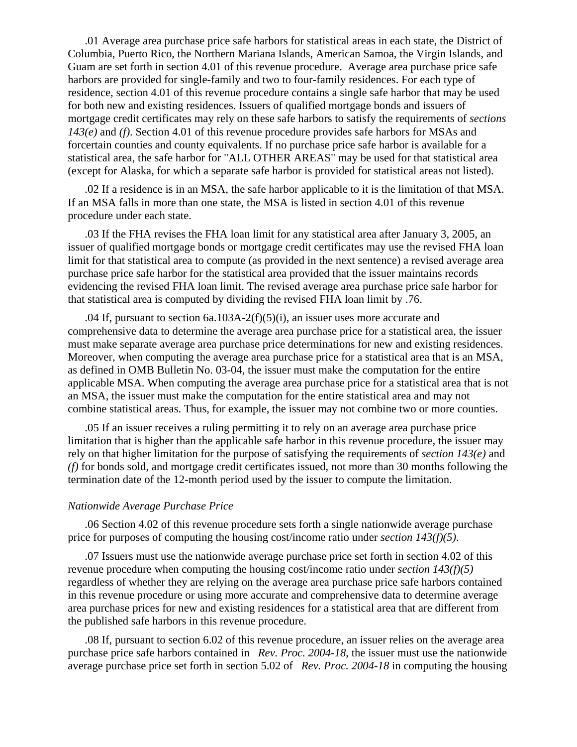.01 Average area purchase price safe harbors for statistical areas in each state, the District of Columbia, Puerto Rico, the Northern Mariana Islands, American Samoa, the Virgin Islands, and Guam are set forth in section 4.01 of this revenue procedure. Average area purchase price safe harbors are provided for single-family and two to four-family residences. For each type of residence, section 4.01 of this revenue procedure contains a single safe harbor that may be used for both new and existing residences. Issuers of qualified mortgage bonds and issuers of mortgage credit certificates may rely on these safe harbors to satisfy the requirements of *sections 143(e)* and *(f)*. Section 4.01 of this revenue procedure provides safe harbors for MSAs and forcertain counties and county equivalents. If no purchase price safe harbor is available for a statistical area, the safe harbor for "ALL OTHER AREAS" may be used for that statistical area (except for Alaska, for which a separate safe harbor is provided for statistical areas not listed).

.02 If a residence is in an MSA, the safe harbor applicable to it is the limitation of that MSA. If an MSA falls in more than one state, the MSA is listed in section 4.01 of this revenue procedure under each state.

.03 If the FHA revises the FHA loan limit for any statistical area after January 3, 2005, an issuer of qualified mortgage bonds or mortgage credit certificates may use the revised FHA loan limit for that statistical area to compute (as provided in the next sentence) a revised average area purchase price safe harbor for the statistical area provided that the issuer maintains records evidencing the revised FHA loan limit. The revised average area purchase price safe harbor for that statistical area is computed by dividing the revised FHA loan limit by .76.

.04 If, pursuant to section 6a.103A-2(f)(5)(i), an issuer uses more accurate and comprehensive data to determine the average area purchase price for a statistical area, the issuer must make separate average area purchase price determinations for new and existing residences. Moreover, when computing the average area purchase price for a statistical area that is an MSA, as defined in OMB Bulletin No. 03-04, the issuer must make the computation for the entire applicable MSA. When computing the average area purchase price for a statistical area that is not an MSA, the issuer must make the computation for the entire statistical area and may not combine statistical areas. Thus, for example, the issuer may not combine two or more counties.

.05 If an issuer receives a ruling permitting it to rely on an average area purchase price limitation that is higher than the applicable safe harbor in this revenue procedure, the issuer may rely on that higher limitation for the purpose of satisfying the requirements of *section 143(e)* and *(f)* for bonds sold, and mortgage credit certificates issued, not more than 30 months following the termination date of the 12-month period used by the issuer to compute the limitation.

*Nationwide Average Purchase Price*

.06 Section 4.02 of this revenue procedure sets forth a single nationwide average purchase price for purposes of computing the housing cost/income ratio under *section 143(f)(5)*.

.07 Issuers must use the nationwide average purchase price set forth in section 4.02 of this revenue procedure when computing the housing cost/income ratio under *section 143(f)(5)* regardless of whether they are relying on the average area purchase price safe harbors contained in this revenue procedure or using more accurate and comprehensive data to determine average area purchase prices for new and existing residences for a statistical area that are different from the published safe harbors in this revenue procedure.

.08 If, pursuant to section 6.02 of this revenue procedure, an issuer relies on the average area purchase price safe harbors contained in *Rev. Proc. 2004-18*, the issuer must use the nationwide average purchase price set forth in section 5.02 of *Rev. Proc. 2004-18* in computing the housing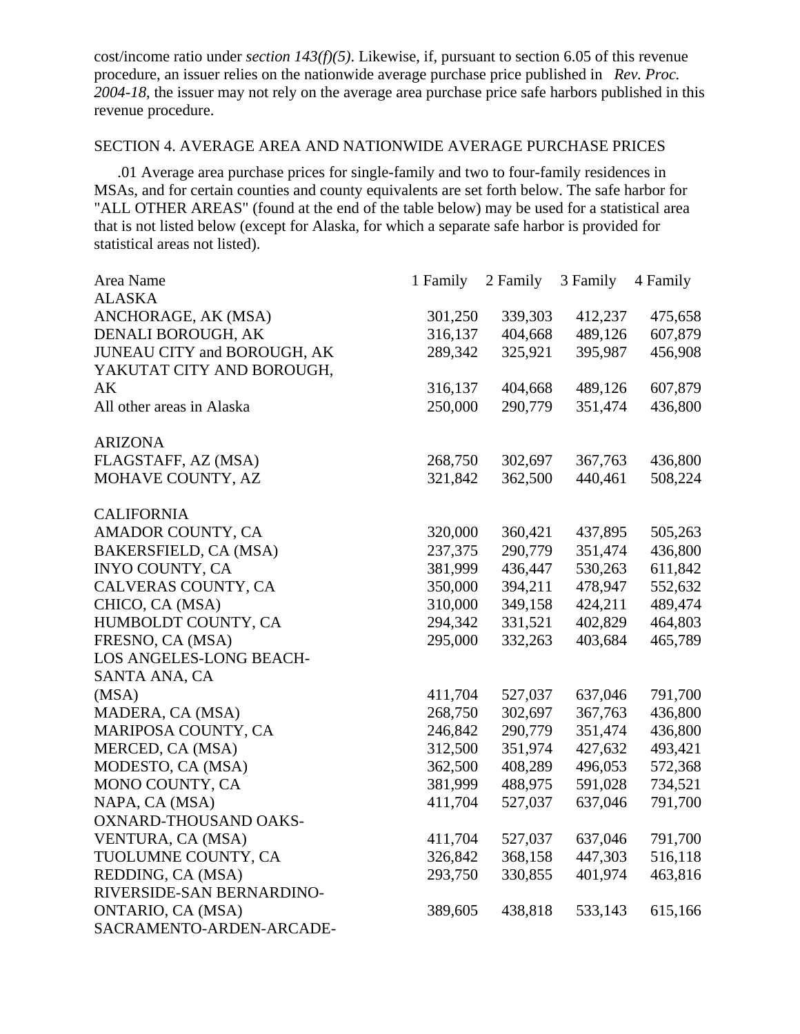cost/income ratio under *section 143(f)(5)*. Likewise, if, pursuant to section 6.05 of this revenue procedure, an issuer relies on the nationwide average purchase price published in *Rev. Proc. 2004-18*, the issuer may not rely on the average area purchase price safe harbors published in this revenue procedure.

SECTION 4. AVERAGE AREA AND NATIONWIDE AVERAGE PURCHASE PRICES

.01 Average area purchase prices for single-family and two to four-family residences in MSAs, and for certain counties and county equivalents are set forth below. The safe harbor for "ALL OTHER AREAS" (found at the end of the table below) may be used for a statistical area that is not listed below (except for Alaska, for which a separate safe harbor is provided for statistical areas not listed).

| Area Name | 1 Family | 2 Family | 3 Family | 4 Family |
|---|---|---|---|---|
| ALASKA | | | | |
| ANCHORAGE, AK (MSA) | 301,250 | 339,303 | 412,237 | 475,658 |
| DENALI BOROUGH, AK | 316,137 | 404,668 | 489,126 | 607,879 |
| JUNEAU CITY and BOROUGH, AK | 289,342 | 325,921 | 395,987 | 456,908 |
| YAKUTAT CITY AND BOROUGH, AK | 316,137 | 404,668 | 489,126 | 607,879 |
| All other areas in Alaska | 250,000 | 290,779 | 351,474 | 436,800 |
| | | | | |
| ARIZONA | | | | |
| FLAGSTAFF, AZ (MSA) | 268,750 | 302,697 | 367,763 | 436,800 |
| MOHAVE COUNTY, AZ | 321,842 | 362,500 | 440,461 | 508,224 |
| | | | | |
| CALIFORNIA | | | | |
| AMADOR COUNTY, CA | 320,000 | 360,421 | 437,895 | 505,263 |
| BAKERSFIELD, CA (MSA) | 237,375 | 290,779 | 351,474 | 436,800 |
| INYO COUNTY, CA | 381,999 | 436,447 | 530,263 | 611,842 |
| CALVERAS COUNTY, CA | 350,000 | 394,211 | 478,947 | 552,632 |
| CHICO, CA (MSA) | 310,000 | 349,158 | 424,211 | 489,474 |
| HUMBOLDT COUNTY, CA | 294,342 | 331,521 | 402,829 | 464,803 |
| FRESNO, CA (MSA) | 295,000 | 332,263 | 403,684 | 465,789 |
| LOS ANGELES-LONG BEACH-SANTA ANA, CA (MSA) | 411,704 | 527,037 | 637,046 | 791,700 |
| MADERA, CA (MSA) | 268,750 | 302,697 | 367,763 | 436,800 |
| MARIPOSA COUNTY, CA | 246,842 | 290,779 | 351,474 | 436,800 |
| MERCED, CA (MSA) | 312,500 | 351,974 | 427,632 | 493,421 |
| MODESTO, CA (MSA) | 362,500 | 408,289 | 496,053 | 572,368 |
| MONO COUNTY, CA | 381,999 | 488,975 | 591,028 | 734,521 |
| NAPA, CA (MSA) | 411,704 | 527,037 | 637,046 | 791,700 |
| OXNARD-THOUSAND OAKS-VENTURA, CA (MSA) | 411,704 | 527,037 | 637,046 | 791,700 |
| TUOLUMNE COUNTY, CA | 326,842 | 368,158 | 447,303 | 516,118 |
| REDDING, CA (MSA) | 293,750 | 330,855 | 401,974 | 463,816 |
| RIVERSIDE-SAN BERNARDINO-ONTARIO, CA (MSA) | 389,605 | 438,818 | 533,143 | 615,166 |
| SACRAMENTO-ARDEN-ARCADE- | | | | |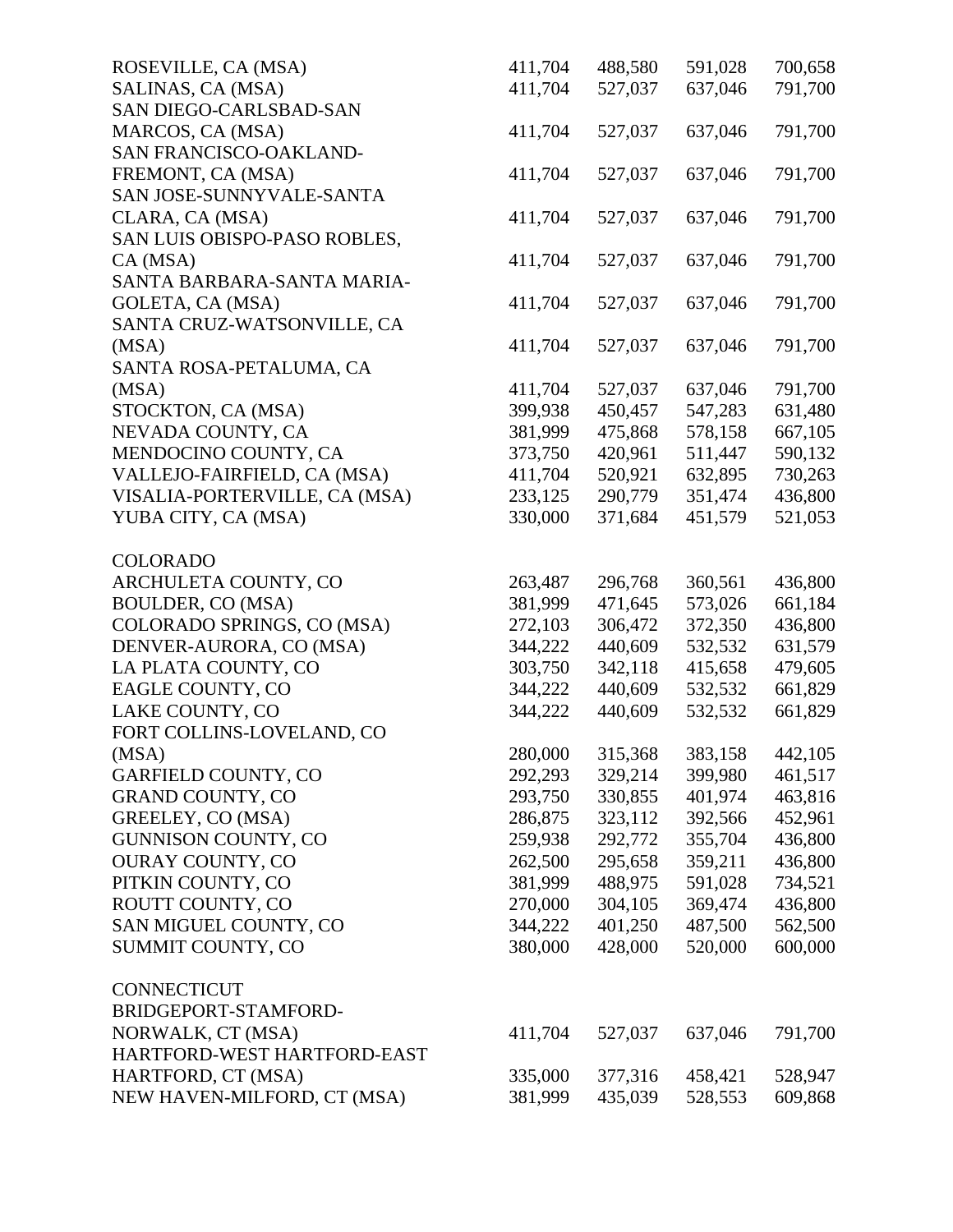| | | | | |
|---|---|---|---|---|
| ROSEVILLE, CA (MSA) | 411,704 | 488,580 | 591,028 | 700,658 |
| SALINAS, CA (MSA) | 411,704 | 527,037 | 637,046 | 791,700 |
| SAN DIEGO-CARLSBAD-SAN MARCOS, CA (MSA) | 411,704 | 527,037 | 637,046 | 791,700 |
| SAN FRANCISCO-OAKLAND-FREMONT, CA (MSA) | 411,704 | 527,037 | 637,046 | 791,700 |
| SAN JOSE-SUNNYVALE-SANTA CLARA, CA (MSA) | 411,704 | 527,037 | 637,046 | 791,700 |
| SAN LUIS OBISPO-PASO ROBLES, CA (MSA) | 411,704 | 527,037 | 637,046 | 791,700 |
| SANTA BARBARA-SANTA MARIA-GOLETA, CA (MSA) | 411,704 | 527,037 | 637,046 | 791,700 |
| SANTA CRUZ-WATSONVILLE, CA (MSA) | 411,704 | 527,037 | 637,046 | 791,700 |
| SANTA ROSA-PETALUMA, CA (MSA) | 411,704 | 527,037 | 637,046 | 791,700 |
| STOCKTON, CA (MSA) | 399,938 | 450,457 | 547,283 | 631,480 |
| NEVADA COUNTY, CA | 381,999 | 475,868 | 578,158 | 667,105 |
| MENDOCINO COUNTY, CA | 373,750 | 420,961 | 511,447 | 590,132 |
| VALLEJO-FAIRFIELD, CA (MSA) | 411,704 | 520,921 | 632,895 | 730,263 |
| VISALIA-PORTERVILLE, CA (MSA) | 233,125 | 290,779 | 351,474 | 436,800 |
| YUBA CITY, CA (MSA) | 330,000 | 371,684 | 451,579 | 521,053 |
| | | | | |
| COLORADO | | | | |
| ARCHULETA COUNTY, CO | 263,487 | 296,768 | 360,561 | 436,800 |
| BOULDER, CO (MSA) | 381,999 | 471,645 | 573,026 | 661,184 |
| COLORADO SPRINGS, CO (MSA) | 272,103 | 306,472 | 372,350 | 436,800 |
| DENVER-AURORA, CO (MSA) | 344,222 | 440,609 | 532,532 | 631,579 |
| LA PLATA COUNTY, CO | 303,750 | 342,118 | 415,658 | 479,605 |
| EAGLE COUNTY, CO | 344,222 | 440,609 | 532,532 | 661,829 |
| LAKE COUNTY, CO | 344,222 | 440,609 | 532,532 | 661,829 |
| FORT COLLINS-LOVELAND, CO (MSA) | 280,000 | 315,368 | 383,158 | 442,105 |
| GARFIELD COUNTY, CO | 292,293 | 329,214 | 399,980 | 461,517 |
| GRAND COUNTY, CO | 293,750 | 330,855 | 401,974 | 463,816 |
| GREELEY, CO (MSA) | 286,875 | 323,112 | 392,566 | 452,961 |
| GUNNISON COUNTY, CO | 259,938 | 292,772 | 355,704 | 436,800 |
| OURAY COUNTY, CO | 262,500 | 295,658 | 359,211 | 436,800 |
| PITKIN COUNTY, CO | 381,999 | 488,975 | 591,028 | 734,521 |
| ROUTT COUNTY, CO | 270,000 | 304,105 | 369,474 | 436,800 |
| SAN MIGUEL COUNTY, CO | 344,222 | 401,250 | 487,500 | 562,500 |
| SUMMIT COUNTY, CO | 380,000 | 428,000 | 520,000 | 600,000 |
| | | | | |
| CONNECTICUT | | | | |
| BRIDGEPORT-STAMFORD-NORWALK, CT (MSA) | 411,704 | 527,037 | 637,046 | 791,700 |
| HARTFORD-WEST HARTFORD-EAST HARTFORD, CT (MSA) | 335,000 | 377,316 | 458,421 | 528,947 |
| NEW HAVEN-MILFORD, CT (MSA) | 381,999 | 435,039 | 528,553 | 609,868 |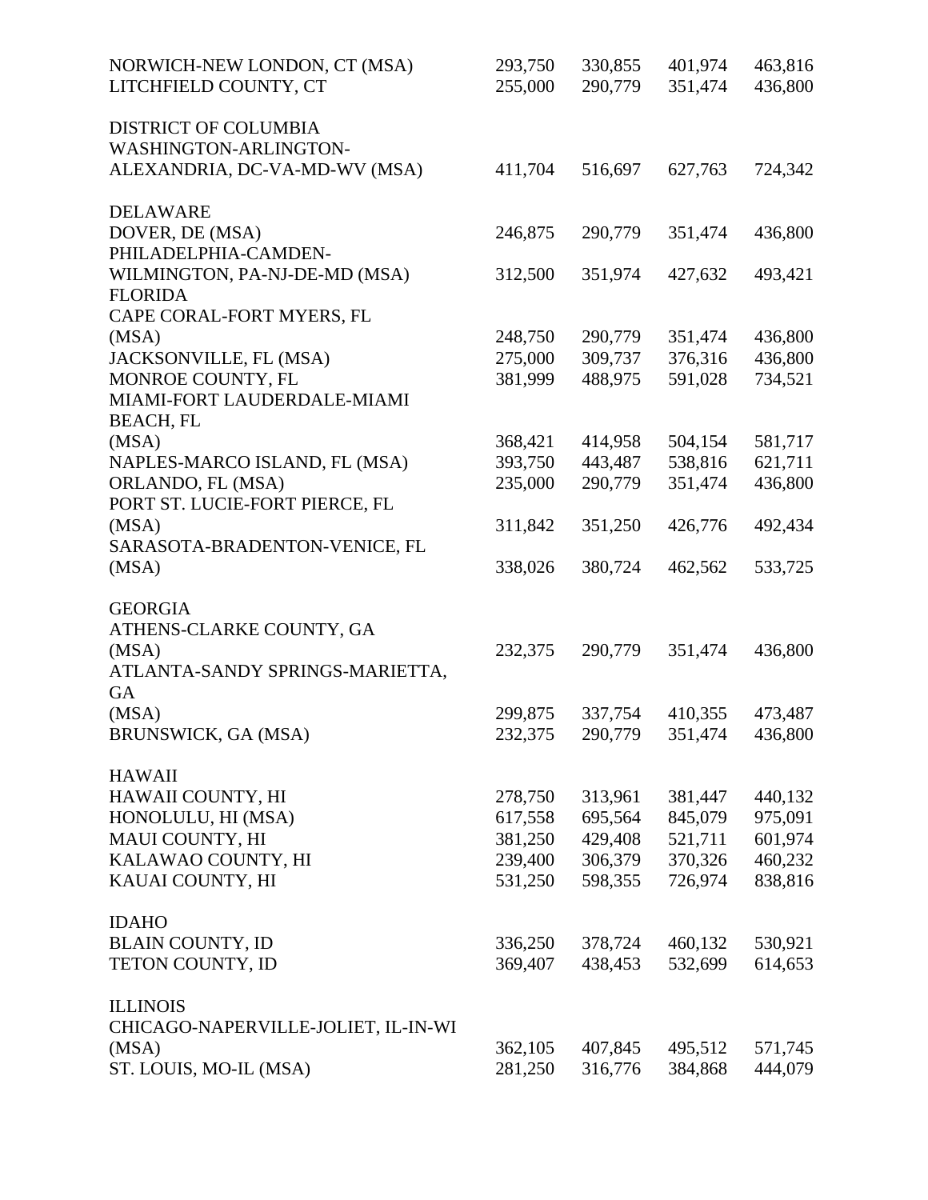| | | | | |
|---|---|---|---|---|
| NORWICH-NEW LONDON, CT (MSA) | 293,750 | 330,855 | 401,974 | 463,816 |
| LITCHFIELD COUNTY, CT | 255,000 | 290,779 | 351,474 | 436,800 |
| | | | | |
| DISTRICT OF COLUMBIA | | | | |
| WASHINGTON-ARLINGTON-ALEXANDRIA, DC-VA-MD-WV (MSA) | 411,704 | 516,697 | 627,763 | 724,342 |
| | | | | |
| DELAWARE | | | | |
| DOVER, DE (MSA) | 246,875 | 290,779 | 351,474 | 436,800 |
| PHILADELPHIA-CAMDEN-WILMINGTON, PA-NJ-DE-MD (MSA) | 312,500 | 351,974 | 427,632 | 493,421 |
| FLORIDA | | | | |
| CAPE CORAL-FORT MYERS, FL (MSA) | 248,750 | 290,779 | 351,474 | 436,800 |
| JACKSONVILLE, FL (MSA) | 275,000 | 309,737 | 376,316 | 436,800 |
| MONROE COUNTY, FL | 381,999 | 488,975 | 591,028 | 734,521 |
| MIAMI-FORT LAUDERDALE-MIAMI BEACH, FL (MSA) | 368,421 | 414,958 | 504,154 | 581,717 |
| NAPLES-MARCO ISLAND, FL (MSA) | 393,750 | 443,487 | 538,816 | 621,711 |
| ORLANDO, FL (MSA) | 235,000 | 290,779 | 351,474 | 436,800 |
| PORT ST. LUCIE-FORT PIERCE, FL (MSA) | 311,842 | 351,250 | 426,776 | 492,434 |
| SARASOTA-BRADENTON-VENICE, FL (MSA) | 338,026 | 380,724 | 462,562 | 533,725 |
| | | | | |
| GEORGIA | | | | |
| ATHENS-CLARKE COUNTY, GA (MSA) | 232,375 | 290,779 | 351,474 | 436,800 |
| ATLANTA-SANDY SPRINGS-MARIETTA, GA (MSA) | 299,875 | 337,754 | 410,355 | 473,487 |
| BRUNSWICK, GA (MSA) | 232,375 | 290,779 | 351,474 | 436,800 |
| | | | | |
| HAWAII | | | | |
| HAWAII COUNTY, HI | 278,750 | 313,961 | 381,447 | 440,132 |
| HONOLULU, HI (MSA) | 617,558 | 695,564 | 845,079 | 975,091 |
| MAUI COUNTY, HI | 381,250 | 429,408 | 521,711 | 601,974 |
| KALAWAO COUNTY, HI | 239,400 | 306,379 | 370,326 | 460,232 |
| KAUAI COUNTY, HI | 531,250 | 598,355 | 726,974 | 838,816 |
| | | | | |
| IDAHO | | | | |
| BLAIN COUNTY, ID | 336,250 | 378,724 | 460,132 | 530,921 |
| TETON COUNTY, ID | 369,407 | 438,453 | 532,699 | 614,653 |
| | | | | |
| ILLINOIS | | | | |
| CHICAGO-NAPERVILLE-JOLIET, IL-IN-WI (MSA) | 362,105 | 407,845 | 495,512 | 571,745 |
| ST. LOUIS, MO-IL (MSA) | 281,250 | 316,776 | 384,868 | 444,079 |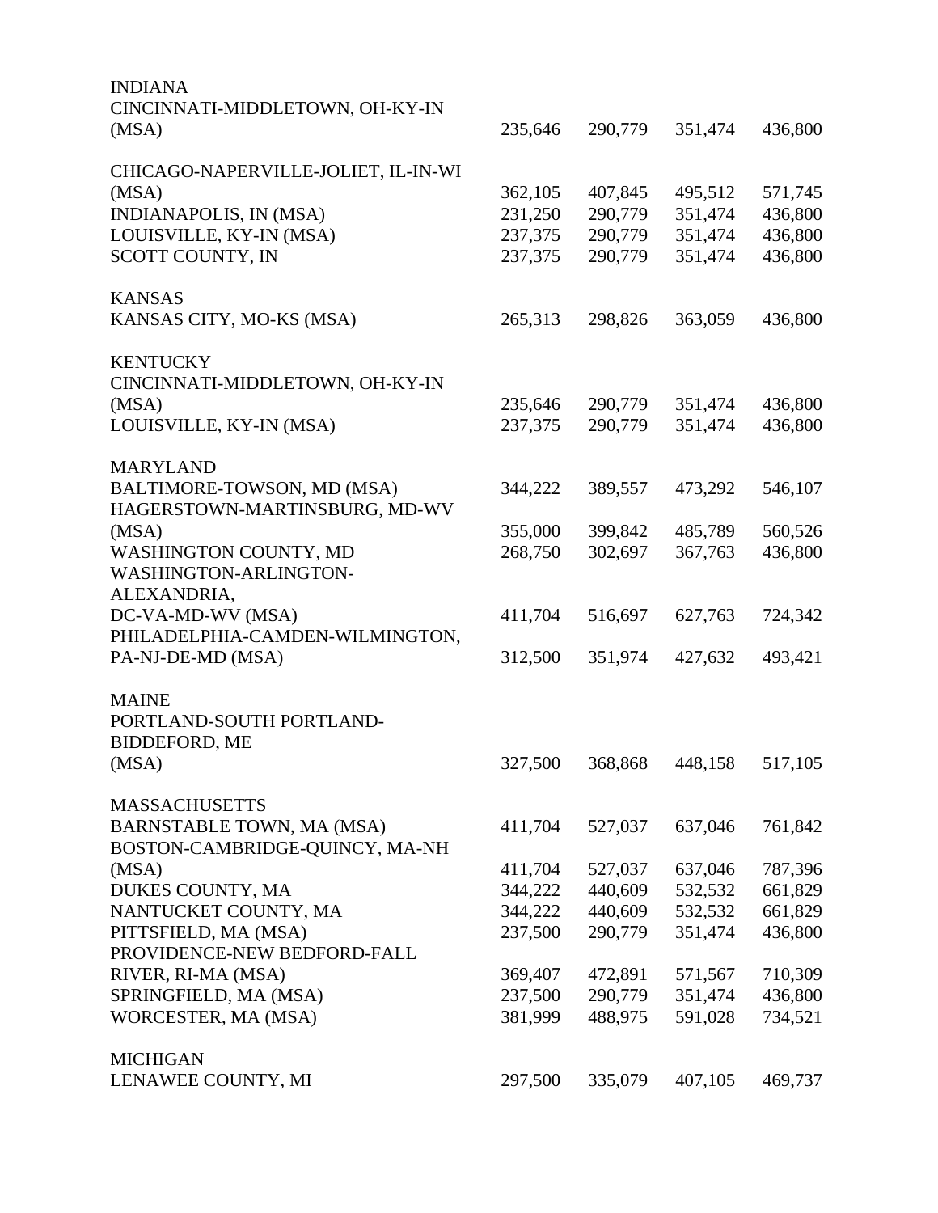| | | | | |
|---|---|---|---|---|
| **INDIANA** | | | | |
| CINCINNATI-MIDDLETOWN, OH-KY-IN (MSA) | 235,646 | 290,779 | 351,474 | 436,800 |
| CHICAGO-NAPERVILLE-JOLIET, IL-IN-WI (MSA) | 362,105 | 407,845 | 495,512 | 571,745 |
| INDIANAPOLIS, IN (MSA) | 231,250 | 290,779 | 351,474 | 436,800 |
| LOUISVILLE, KY-IN (MSA) | 237,375 | 290,779 | 351,474 | 436,800 |
| SCOTT COUNTY, IN | 237,375 | 290,779 | 351,474 | 436,800 |
| **KANSAS** | | | | |
| KANSAS CITY, MO-KS (MSA) | 265,313 | 298,826 | 363,059 | 436,800 |
| **KENTUCKY** | | | | |
| CINCINNATI-MIDDLETOWN, OH-KY-IN (MSA) | 235,646 | 290,779 | 351,474 | 436,800 |
| LOUISVILLE, KY-IN (MSA) | 237,375 | 290,779 | 351,474 | 436,800 |
| **MARYLAND** | | | | |
| BALTIMORE-TOWSON, MD (MSA) | 344,222 | 389,557 | 473,292 | 546,107 |
| HAGERSTOWN-MARTINSBURG, MD-WV (MSA) | 355,000 | 399,842 | 485,789 | 560,526 |
| WASHINGTON COUNTY, MD | 268,750 | 302,697 | 367,763 | 436,800 |
| WASHINGTON-ARLINGTON-ALEXANDRIA, DC-VA-MD-WV (MSA) | 411,704 | 516,697 | 627,763 | 724,342 |
| PHILADELPHIA-CAMDEN-WILMINGTON, PA-NJ-DE-MD (MSA) | 312,500 | 351,974 | 427,632 | 493,421 |
| **MAINE** | | | | |
| PORTLAND-SOUTH PORTLAND-BIDDEFORD, ME (MSA) | 327,500 | 368,868 | 448,158 | 517,105 |
| **MASSACHUSETTS** | | | | |
| BARNSTABLE TOWN, MA (MSA) | 411,704 | 527,037 | 637,046 | 761,842 |
| BOSTON-CAMBRIDGE-QUINCY, MA-NH (MSA) | 411,704 | 527,037 | 637,046 | 787,396 |
| DUKES COUNTY, MA | 344,222 | 440,609 | 532,532 | 661,829 |
| NANTUCKET COUNTY, MA | 344,222 | 440,609 | 532,532 | 661,829 |
| PITTSFIELD, MA (MSA) | 237,500 | 290,779 | 351,474 | 436,800 |
| PROVIDENCE-NEW BEDFORD-FALL RIVER, RI-MA (MSA) | 369,407 | 472,891 | 571,567 | 710,309 |
| SPRINGFIELD, MA (MSA) | 237,500 | 290,779 | 351,474 | 436,800 |
| WORCESTER, MA (MSA) | 381,999 | 488,975 | 591,028 | 734,521 |
| **MICHIGAN** | | | | |
| LENAWEE COUNTY, MI | 297,500 | 335,079 | 407,105 | 469,737 |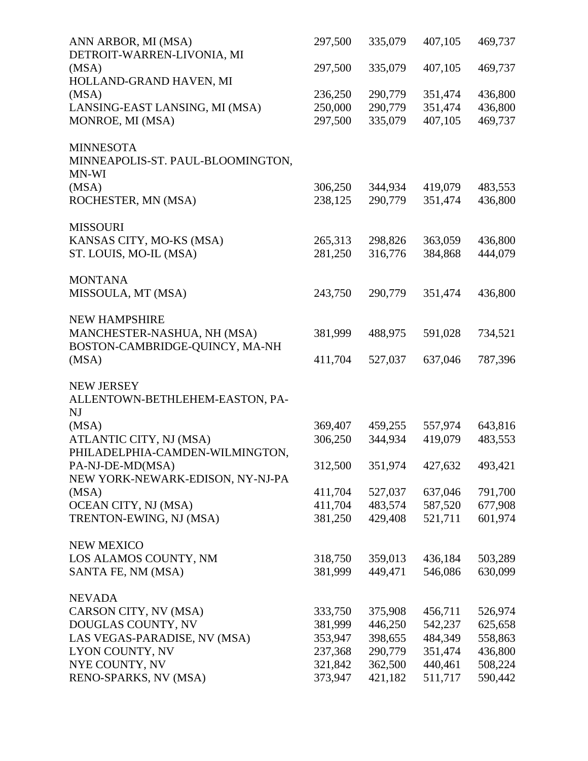| | | | | |
|---|---|---|---|---|
| ANN ARBOR, MI (MSA) | 297,500 | 335,079 | 407,105 | 469,737 |
| DETROIT-WARREN-LIVONIA, MI (MSA) | 297,500 | 335,079 | 407,105 | 469,737 |
| HOLLAND-GRAND HAVEN, MI (MSA) | 236,250 | 290,779 | 351,474 | 436,800 |
| LANSING-EAST LANSING, MI (MSA) | 250,000 | 290,779 | 351,474 | 436,800 |
| MONROE, MI (MSA) | 297,500 | 335,079 | 407,105 | 469,737 |
| | | | | |
| MINNESOTA | | | | |
| MINNEAPOLIS-ST. PAUL-BLOOMINGTON, MN-WI (MSA) | 306,250 | 344,934 | 419,079 | 483,553 |
| ROCHESTER, MN (MSA) | 238,125 | 290,779 | 351,474 | 436,800 |
| | | | | |
| MISSOURI | | | | |
| KANSAS CITY, MO-KS (MSA) | 265,313 | 298,826 | 363,059 | 436,800 |
| ST. LOUIS, MO-IL (MSA) | 281,250 | 316,776 | 384,868 | 444,079 |
| | | | | |
| MONTANA | | | | |
| MISSOULA, MT (MSA) | 243,750 | 290,779 | 351,474 | 436,800 |
| | | | | |
| NEW HAMPSHIRE | | | | |
| MANCHESTER-NASHUA, NH (MSA) | 381,999 | 488,975 | 591,028 | 734,521 |
| BOSTON-CAMBRIDGE-QUINCY, MA-NH (MSA) | 411,704 | 527,037 | 637,046 | 787,396 |
| | | | | |
| NEW JERSEY | | | | |
| ALLENTOWN-BETHLEHEM-EASTON, PA-NJ (MSA) | 369,407 | 459,255 | 557,974 | 643,816 |
| ATLANTIC CITY, NJ (MSA) | 306,250 | 344,934 | 419,079 | 483,553 |
| PHILADELPHIA-CAMDEN-WILMINGTON, PA-NJ-DE-MD(MSA) | 312,500 | 351,974 | 427,632 | 493,421 |
| NEW YORK-NEWARK-EDISON, NY-NJ-PA (MSA) | 411,704 | 527,037 | 637,046 | 791,700 |
| OCEAN CITY, NJ (MSA) | 411,704 | 483,574 | 587,520 | 677,908 |
| TRENTON-EWING, NJ (MSA) | 381,250 | 429,408 | 521,711 | 601,974 |
| | | | | |
| NEW MEXICO | | | | |
| LOS ALAMOS COUNTY, NM | 318,750 | 359,013 | 436,184 | 503,289 |
| SANTA FE, NM (MSA) | 381,999 | 449,471 | 546,086 | 630,099 |
| | | | | |
| NEVADA | | | | |
| CARSON CITY, NV (MSA) | 333,750 | 375,908 | 456,711 | 526,974 |
| DOUGLAS COUNTY, NV | 381,999 | 446,250 | 542,237 | 625,658 |
| LAS VEGAS-PARADISE, NV (MSA) | 353,947 | 398,655 | 484,349 | 558,863 |
| LYON COUNTY, NV | 237,368 | 290,779 | 351,474 | 436,800 |
| NYE COUNTY, NV | 321,842 | 362,500 | 440,461 | 508,224 |
| RENO-SPARKS, NV (MSA) | 373,947 | 421,182 | 511,717 | 590,442 |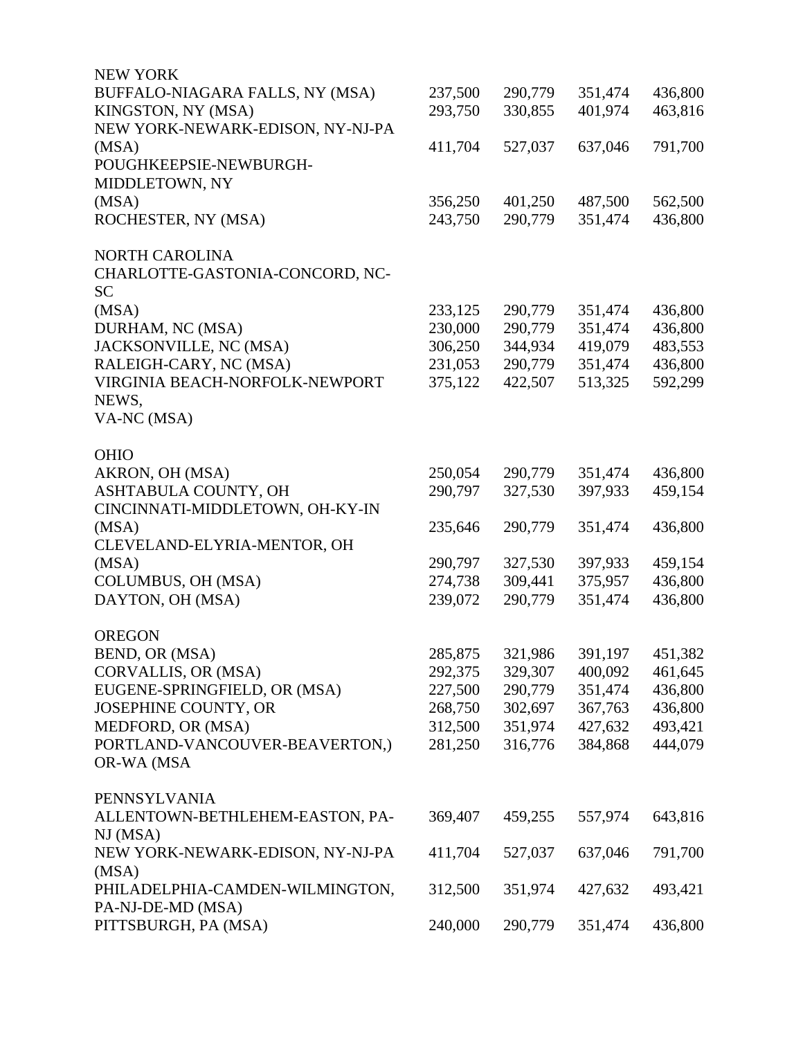| | | | | |
|---|---|---|---|---|
| NEW YORK | | | | |
| BUFFALO-NIAGARA FALLS, NY (MSA) | 237,500 | 290,779 | 351,474 | 436,800 |
| KINGSTON, NY (MSA) | 293,750 | 330,855 | 401,974 | 463,816 |
| NEW YORK-NEWARK-EDISON, NY-NJ-PA (MSA) | 411,704 | 527,037 | 637,046 | 791,700 |
| POUGHKEEPSIE-NEWBURGH-MIDDLETOWN, NY (MSA) | 356,250 | 401,250 | 487,500 | 562,500 |
| ROCHESTER, NY (MSA) | 243,750 | 290,779 | 351,474 | 436,800 |
| | | | | |
| NORTH CAROLINA | | | | |
| CHARLOTTE-GASTONIA-CONCORD, NC-SC (MSA) | 233,125 | 290,779 | 351,474 | 436,800 |
| DURHAM, NC (MSA) | 230,000 | 290,779 | 351,474 | 436,800 |
| JACKSONVILLE, NC (MSA) | 306,250 | 344,934 | 419,079 | 483,553 |
| RALEIGH-CARY, NC (MSA) | 231,053 | 290,779 | 351,474 | 436,800 |
| VIRGINIA BEACH-NORFOLK-NEWPORT NEWS, VA-NC (MSA) | 375,122 | 422,507 | 513,325 | 592,299 |
| | | | | |
| OHIO | | | | |
| AKRON, OH (MSA) | 250,054 | 290,779 | 351,474 | 436,800 |
| ASHTABULA COUNTY, OH | 290,797 | 327,530 | 397,933 | 459,154 |
| CINCINNATI-MIDDLETOWN, OH-KY-IN (MSA) | 235,646 | 290,779 | 351,474 | 436,800 |
| CLEVELAND-ELYRIA-MENTOR, OH (MSA) | 290,797 | 327,530 | 397,933 | 459,154 |
| COLUMBUS, OH (MSA) | 274,738 | 309,441 | 375,957 | 436,800 |
| DAYTON, OH (MSA) | 239,072 | 290,779 | 351,474 | 436,800 |
| | | | | |
| OREGON | | | | |
| BEND, OR (MSA) | 285,875 | 321,986 | 391,197 | 451,382 |
| CORVALLIS, OR (MSA) | 292,375 | 329,307 | 400,092 | 461,645 |
| EUGENE-SPRINGFIELD, OR (MSA) | 227,500 | 290,779 | 351,474 | 436,800 |
| JOSEPHINE COUNTY, OR | 268,750 | 302,697 | 367,763 | 436,800 |
| MEDFORD, OR (MSA) | 312,500 | 351,974 | 427,632 | 493,421 |
| PORTLAND-VANCOUVER-BEAVERTON,) OR-WA (MSA | 281,250 | 316,776 | 384,868 | 444,079 |
| | | | | |
| PENNSYLVANIA | | | | |
| ALLENTOWN-BETHLEHEM-EASTON, PA-NJ (MSA) | 369,407 | 459,255 | 557,974 | 643,816 |
| NEW YORK-NEWARK-EDISON, NY-NJ-PA (MSA) | 411,704 | 527,037 | 637,046 | 791,700 |
| PHILADELPHIA-CAMDEN-WILMINGTON, PA-NJ-DE-MD (MSA) | 312,500 | 351,974 | 427,632 | 493,421 |
| PITTSBURGH, PA (MSA) | 240,000 | 290,779 | 351,474 | 436,800 |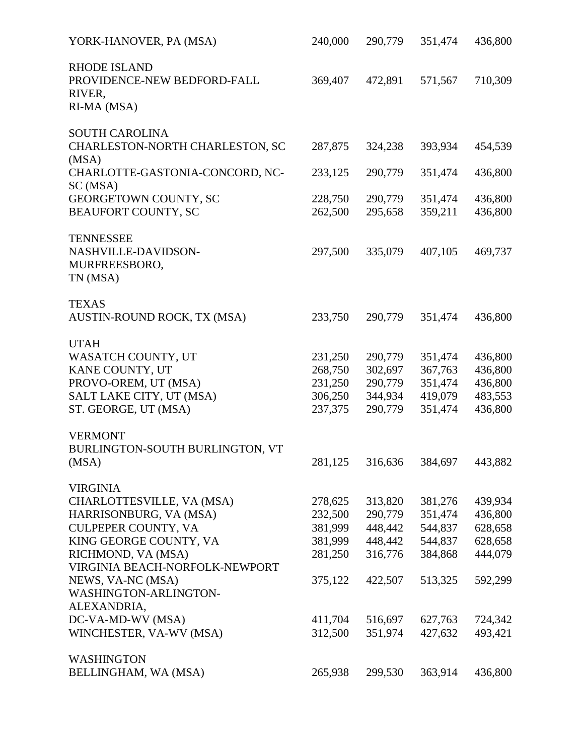| | | | | |
|---|---|---|---|---|
| YORK-HANOVER, PA (MSA) | 240,000 | 290,779 | 351,474 | 436,800 |
| **RHODE ISLAND** | | | | |
| PROVIDENCE-NEW BEDFORD-FALL RIVER, RI-MA (MSA) | 369,407 | 472,891 | 571,567 | 710,309 |
| **SOUTH CAROLINA** | | | | |
| CHARLESTON-NORTH CHARLESTON, SC (MSA) | 287,875 | 324,238 | 393,934 | 454,539 |
| CHARLOTTE-GASTONIA-CONCORD, NC-SC (MSA) | 233,125 | 290,779 | 351,474 | 436,800 |
| GEORGETOWN COUNTY, SC | 228,750 | 290,779 | 351,474 | 436,800 |
| BEAUFORT COUNTY, SC | 262,500 | 295,658 | 359,211 | 436,800 |
| **TENNESSEE** | | | | |
| NASHVILLE-DAVIDSON-MURFREESBORO, TN (MSA) | 297,500 | 335,079 | 407,105 | 469,737 |
| **TEXAS** | | | | |
| AUSTIN-ROUND ROCK, TX (MSA) | 233,750 | 290,779 | 351,474 | 436,800 |
| **UTAH** | | | | |
| WASATCH COUNTY, UT | 231,250 | 290,779 | 351,474 | 436,800 |
| KANE COUNTY, UT | 268,750 | 302,697 | 367,763 | 436,800 |
| PROVO-OREM, UT (MSA) | 231,250 | 290,779 | 351,474 | 436,800 |
| SALT LAKE CITY, UT (MSA) | 306,250 | 344,934 | 419,079 | 483,553 |
| ST. GEORGE, UT (MSA) | 237,375 | 290,779 | 351,474 | 436,800 |
| **VERMONT** | | | | |
| BURLINGTON-SOUTH BURLINGTON, VT (MSA) | 281,125 | 316,636 | 384,697 | 443,882 |
| **VIRGINIA** | | | | |
| CHARLOTTESVILLE, VA (MSA) | 278,625 | 313,820 | 381,276 | 439,934 |
| HARRISONBURG, VA (MSA) | 232,500 | 290,779 | 351,474 | 436,800 |
| CULPEPER COUNTY, VA | 381,999 | 448,442 | 544,837 | 628,658 |
| KING GEORGE COUNTY, VA | 381,999 | 448,442 | 544,837 | 628,658 |
| RICHMOND, VA (MSA) | 281,250 | 316,776 | 384,868 | 444,079 |
| VIRGINIA BEACH-NORFOLK-NEWPORT NEWS, VA-NC (MSA) | 375,122 | 422,507 | 513,325 | 592,299 |
| WASHINGTON-ARLINGTON-ALEXANDRIA, DC-VA-MD-WV (MSA) | 411,704 | 516,697 | 627,763 | 724,342 |
| WINCHESTER, VA-WV (MSA) | 312,500 | 351,974 | 427,632 | 493,421 |
| **WASHINGTON** | | | | |
| BELLINGHAM, WA (MSA) | 265,938 | 299,530 | 363,914 | 436,800 |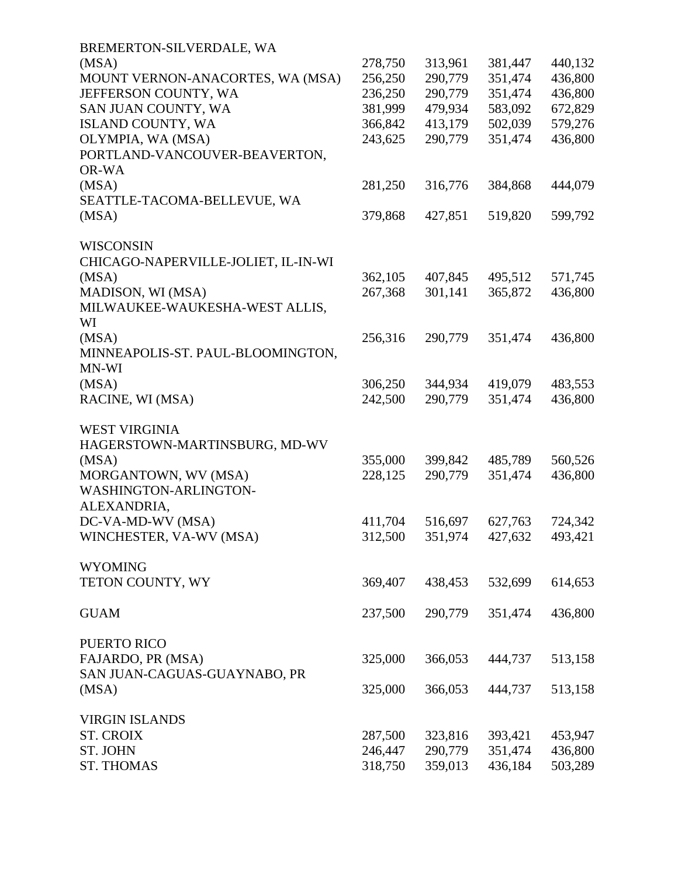| | | | | |
|---|---|---|---|---|
| BREMERTON-SILVERDALE, WA (MSA) | 278,750 | 313,961 | 381,447 | 440,132 |
| MOUNT VERNON-ANACORTES, WA (MSA) | 256,250 | 290,779 | 351,474 | 436,800 |
| JEFFERSON COUNTY, WA | 236,250 | 290,779 | 351,474 | 436,800 |
| SAN JUAN COUNTY, WA | 381,999 | 479,934 | 583,092 | 672,829 |
| ISLAND COUNTY, WA | 366,842 | 413,179 | 502,039 | 579,276 |
| OLYMPIA, WA (MSA) | 243,625 | 290,779 | 351,474 | 436,800 |
| PORTLAND-VANCOUVER-BEAVERTON, OR-WA (MSA) | 281,250 | 316,776 | 384,868 | 444,079 |
| SEATTLE-TACOMA-BELLEVUE, WA (MSA) | 379,868 | 427,851 | 519,820 | 599,792 |
| | | | | |
| WISCONSIN | | | | |
| CHICAGO-NAPERVILLE-JOLIET, IL-IN-WI (MSA) | 362,105 | 407,845 | 495,512 | 571,745 |
| MADISON, WI (MSA) | 267,368 | 301,141 | 365,872 | 436,800 |
| MILWAUKEE-WAUKESHA-WEST ALLIS, WI (MSA) | 256,316 | 290,779 | 351,474 | 436,800 |
| MINNEAPOLIS-ST. PAUL-BLOOMINGTON, MN-WI (MSA) | 306,250 | 344,934 | 419,079 | 483,553 |
| RACINE, WI (MSA) | 242,500 | 290,779 | 351,474 | 436,800 |
| | | | | |
| WEST VIRGINIA | | | | |
| HAGERSTOWN-MARTINSBURG, MD-WV (MSA) | 355,000 | 399,842 | 485,789 | 560,526 |
| MORGANTOWN, WV (MSA) | 228,125 | 290,779 | 351,474 | 436,800 |
| WASHINGTON-ARLINGTON-ALEXANDRIA, DC-VA-MD-WV (MSA) | 411,704 | 516,697 | 627,763 | 724,342 |
| WINCHESTER, VA-WV (MSA) | 312,500 | 351,974 | 427,632 | 493,421 |
| | | | | |
| WYOMING | | | | |
| TETON COUNTY, WY | 369,407 | 438,453 | 532,699 | 614,653 |
| | | | | |
| GUAM | 237,500 | 290,779 | 351,474 | 436,800 |
| | | | | |
| PUERTO RICO | | | | |
| FAJARDO, PR (MSA) | 325,000 | 366,053 | 444,737 | 513,158 |
| SAN JUAN-CAGUAS-GUAYNABO, PR (MSA) | 325,000 | 366,053 | 444,737 | 513,158 |
| | | | | |
| VIRGIN ISLANDS | | | | |
| ST. CROIX | 287,500 | 323,816 | 393,421 | 453,947 |
| ST. JOHN | 246,447 | 290,779 | 351,474 | 436,800 |
| ST. THOMAS | 318,750 | 359,013 | 436,184 | 503,289 |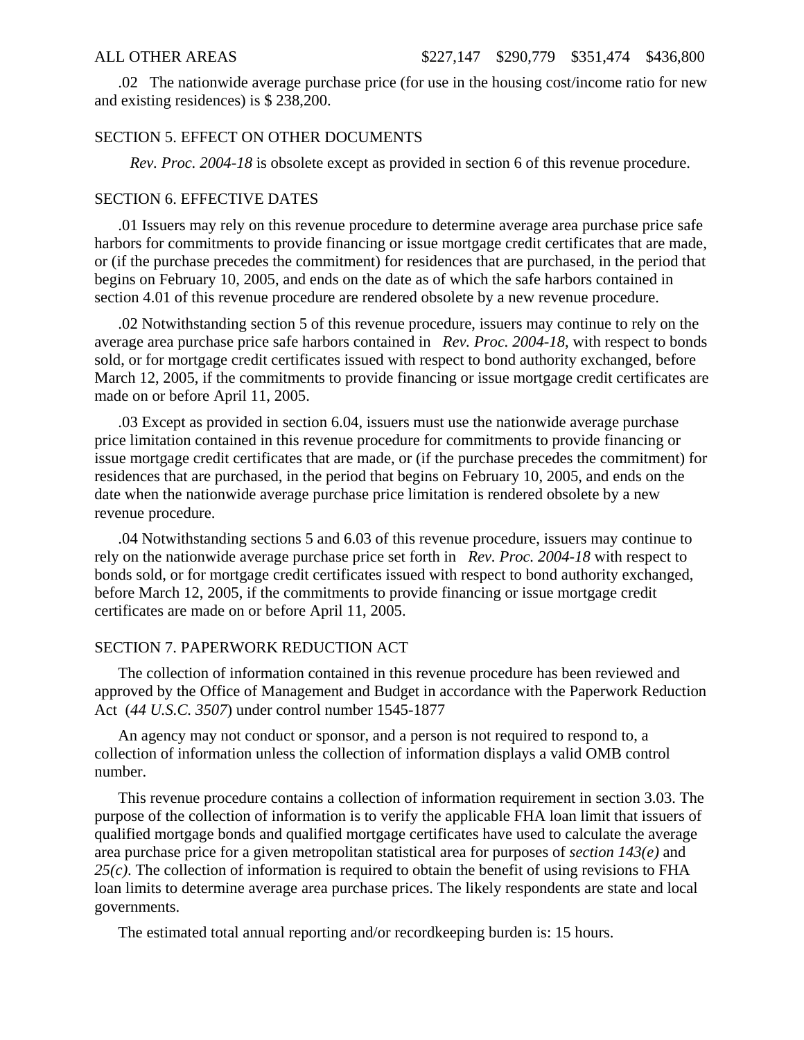| ALL OTHER AREAS | $227,147 | $290,779 | $351,474 | $436,800 |
|---|---|---|---|---|

.02 The nationwide average purchase price (for use in the housing cost/income ratio for new and existing residences) is $ 238,200.

SECTION 5. EFFECT ON OTHER DOCUMENTS

*Rev. Proc. 2004-18* is obsolete except as provided in section 6 of this revenue procedure.

SECTION 6. EFFECTIVE DATES

.01 Issuers may rely on this revenue procedure to determine average area purchase price safe harbors for commitments to provide financing or issue mortgage credit certificates that are made, or (if the purchase precedes the commitment) for residences that are purchased, in the period that begins on February 10, 2005, and ends on the date as of which the safe harbors contained in section 4.01 of this revenue procedure are rendered obsolete by a new revenue procedure.

.02 Notwithstanding section 5 of this revenue procedure, issuers may continue to rely on the average area purchase price safe harbors contained in *Rev. Proc. 2004-18*, with respect to bonds sold, or for mortgage credit certificates issued with respect to bond authority exchanged, before March 12, 2005, if the commitments to provide financing or issue mortgage credit certificates are made on or before April 11, 2005.

.03 Except as provided in section 6.04, issuers must use the nationwide average purchase price limitation contained in this revenue procedure for commitments to provide financing or issue mortgage credit certificates that are made, or (if the purchase precedes the commitment) for residences that are purchased, in the period that begins on February 10, 2005, and ends on the date when the nationwide average purchase price limitation is rendered obsolete by a new revenue procedure.

.04 Notwithstanding sections 5 and 6.03 of this revenue procedure, issuers may continue to rely on the nationwide average purchase price set forth in *Rev. Proc. 2004-18* with respect to bonds sold, or for mortgage credit certificates issued with respect to bond authority exchanged, before March 12, 2005, if the commitments to provide financing or issue mortgage credit certificates are made on or before April 11, 2005.

SECTION 7. PAPERWORK REDUCTION ACT

The collection of information contained in this revenue procedure has been reviewed and approved by the Office of Management and Budget in accordance with the Paperwork Reduction Act (*44 U.S.C. 3507*) under control number 1545-1877

An agency may not conduct or sponsor, and a person is not required to respond to, a collection of information unless the collection of information displays a valid OMB control number.

This revenue procedure contains a collection of information requirement in section 3.03. The purpose of the collection of information is to verify the applicable FHA loan limit that issuers of qualified mortgage bonds and qualified mortgage certificates have used to calculate the average area purchase price for a given metropolitan statistical area for purposes of *section 143(e)* and *25(c)*. The collection of information is required to obtain the benefit of using revisions to FHA loan limits to determine average area purchase prices. The likely respondents are state and local governments.

The estimated total annual reporting and/or recordkeeping burden is: 15 hours.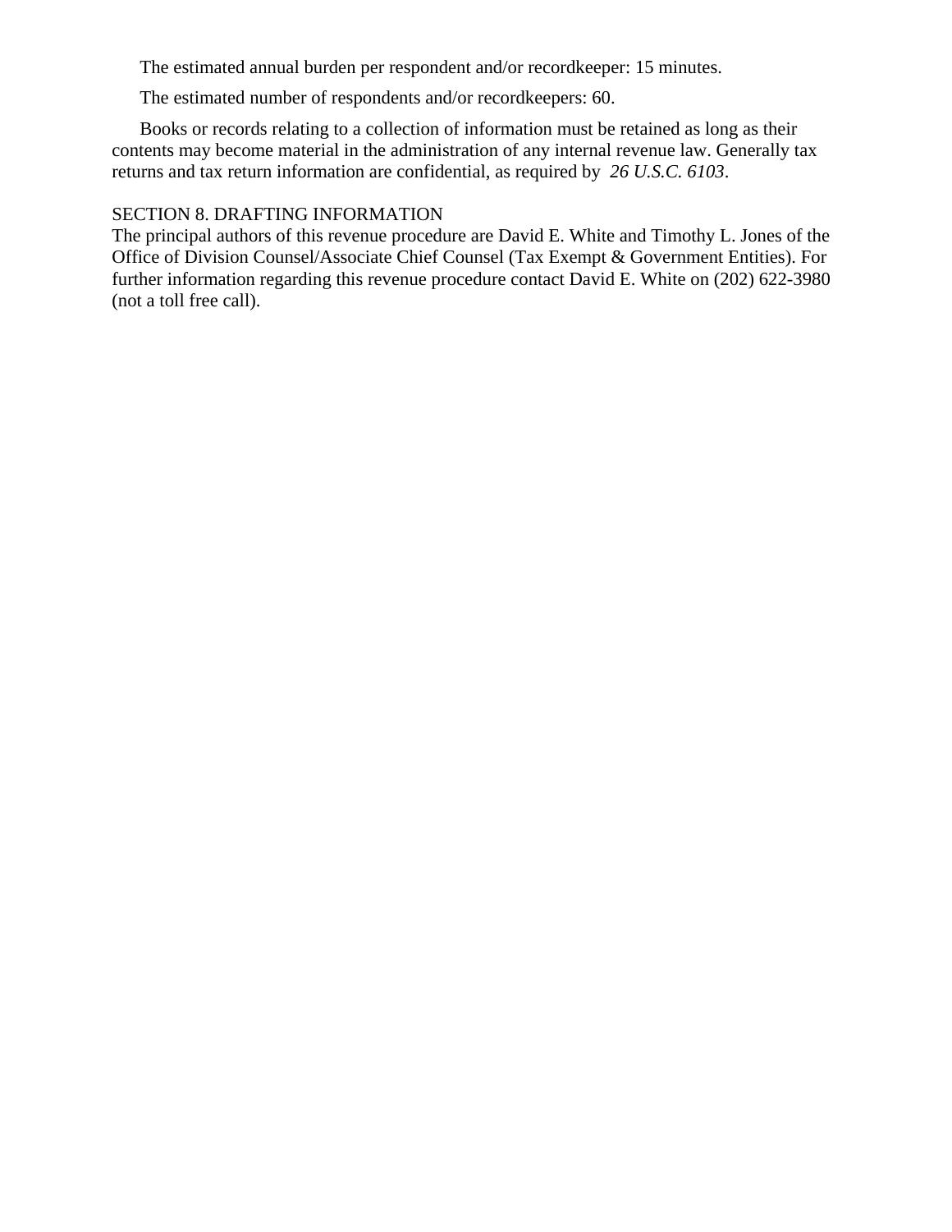The estimated annual burden per respondent and/or recordkeeper: 15 minutes.

The estimated number of respondents and/or recordkeepers: 60.

Books or records relating to a collection of information must be retained as long as their contents may become material in the administration of any internal revenue law. Generally tax returns and tax return information are confidential, as required by *26 U.S.C. 6103*.

## SECTION 8. DRAFTING INFORMATION

The principal authors of this revenue procedure are David E. White and Timothy L. Jones of the Office of Division Counsel/Associate Chief Counsel (Tax Exempt & Government Entities). For further information regarding this revenue procedure contact David E. White on (202) 622-3980 (not a toll free call).